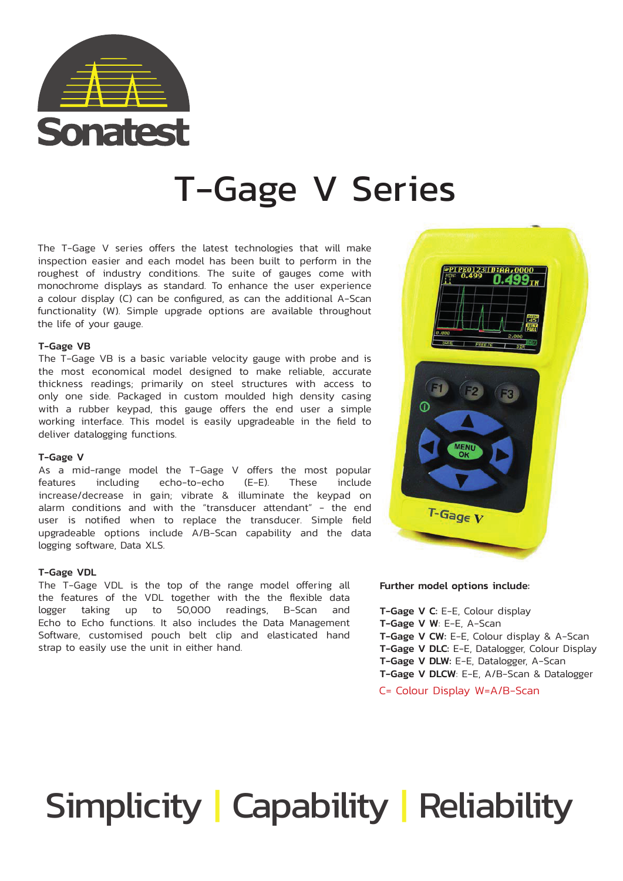Sonatest

# T-Gage V Series

The T-Gage V series offers the latest technologies that will make inspection easier and each model has been built to perform in the roughest of industry conditions. The suite of gauges come with monochrome displays as standard. To enhance the user experience a colour display (C) can be configured, as can the additional A-Scan functionality (W). Simple upgrade options are available throughout the life of your gauge.

### T-Gage VB

The T-Gage VB is a basic variable velocity gauge with probe and is the most economical model designed to make reliable, accurate thickness readings; primarily on steel structures with access to only one side. Packaged in custom moulded high density casing with a rubber keypad, this gauge offers the end user a simple working interface. This model is easily upgradeable in the field to deliver datalogging functions.

### T-Gage V

As a mid-range model the T-Gage V offers the most popular features including echo-to-echo (E-E). These include increase/decrease in gain; vibrate & illuminate the keypad on alarm conditions and with the "transducer attendant" - the end user is notified when to replace the transducer. Simple field upgradeable options include A/B-Scan capability and the data logging software, Data XLS.

### T-Gage VDL

The T-Gage VDL is the top of the range model offering all the features of the VDL together with the the flexible data logger taking up to 50,000 readings, B-Scan and Echo to Echo functions. It also includes the Data Management Software, customised pouch belt clip and elasticated hand strap to easily use the unit in either hand.

**Further model options include:**

**T-Gage V C:** E-E, Colour display
**T-Gage V W**: E-E, A-Scan
**T-Gage V CW:** E-E, Colour display & A-Scan
**T-Gage V DLC:** E-E, Datalogger, Colour Display
**T-Gage V DLW:** E-E, Datalogger, A-Scan
**T-Gage V DLCW**: E-E, A/B-Scan & Datalogger

C= Colour Display W=A/B-Scan

Simplicity | Capability | Reliability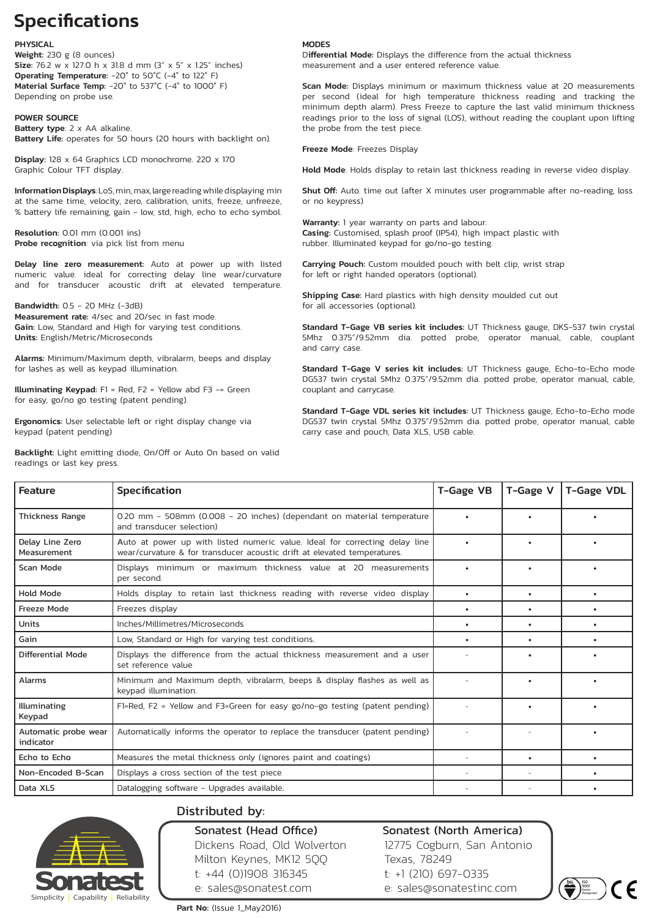# Specifications

**PHYSICAL**
**Weight:** 230 g (8 ounces)
**Size:** 76.2 w x 127.0 h x 31.8 d mm (3" x 5" x 1.25" inches)
**Operating Temperature:** -20° to 50°C (-4° to 122° F)
**Material Surface Temp:** -20° to 537°C (-4° to 1000° F)
Depending on probe use.

**POWER SOURCE**
**Battery type**: 2 x AA alkaline.
**Battery Life:** operates for 50 hours (20 hours with backlight on).

**Display:** 128 x 64 Graphics LCD monochrome. 220 x 170 Graphic Colour TFT display.

**Information Displays**: LoS, min, max, large reading while displaying min at the same time, velocity, zero, calibration, units, freeze, unfreeze, % battery life remaining, gain - low, std, high, echo to echo symbol.

**Resolution:** 0.01 mm (0.001 ins)
**Probe recognition**: via pick list from menu

**Delay line zero measurement:** Auto at power up with listed numeric value. ideal for correcting delay line wear/curvature and for transducer acoustic drift at elevated temperature.

**Bandwidth:** 0.5 - 20 MHz (-3dB)
**Measurement rate:** 4/sec and 20/sec in fast mode.
**Gain:** Low, Standard and High for varying test conditions.
**Units:** English/Metric/Microseconds

**Alarms:** Minimum/Maximum depth, vibralarm, beeps and display for lashes as well as keypad illumination.

**Illuminating Keypad:** F1 = Red, F2 = Yellow abd F3 -= Green for easy, go/no go testing (patent pending).

**Ergonomics:** User selectable left or right display change via keypad (patent pending)

**Backlight:** Light emitting diode, On/Off or Auto On based on valid readings or last key press.

**MODES**
**Differential Mode:** Displays the difference from the actual thickness measurement and a user entered reference value.

**Scan Mode:** Displays minimum or maximum thickness value at 20 measurements per second (ideal for high temperature thickness reading and tracking the minimum depth alarm). Press Freeze to capture the last valid minimum thickness readings prior to the loss of signal (LOS), without reading the couplant upon lifting the probe from the test piece.

**Freeze Mode**: Freezes Display

**Hold Mode**: Holds display to retain last thickness reading in reverse video display.

**Shut Off:** Auto. time out (after X minutes user programmable after no-reading, loss or no keypress)

**Warranty:** 1 year warranty on parts and labour.
**Casing:** Customised, splash proof (IP54), high impact plastic with rubber. Illuminated keypad for go/no-go testing.

**Carrying Pouch:** Custom moulded pouch with belt clip, wrist strap for left or right handed operators (optional).

**Shipping Case:** Hard plastics with high density moulded cut out for all accessories (optional).

**Standard T-Gage VB series kit includes:** UT Thickness gauge, DKS-537 twin crystal 5Mhz 0.375"/9.52mm dia. potted probe, operator manual, cable, couplant and carry case.

**Standard T-Gage V series kit includes:** UT Thickness gauge, Echo-to-Echo mode DG537 twin crystal 5Mhz 0.375"/9.52mm dia. potted probe, operator manual, cable, couplant and carrycase.

**Standard T-Gage VDL series kit includes:** UT Thickness gauge, Echo-to-Echo mode DG537 twin crystal 5Mhz 0.375"/9.52mm dia. potted probe, operator manual, cable carry case and pouch, Data XLS, USB cable.

| Feature | Specification | T-Gage VB | T-Gage V | T-Gage VDL |
|---|---|---|---|---|
| Thickness Range | 0.20 mm - 508mm (0.008 - 20 inches) (dependant on material temperature and transducer selection) | • | • | • |
| Delay Line Zero Measurement | Auto at power up with listed numeric value. Ideal for correcting delay line wear/curvature & for transducer acoustic drift at elevated temperatures. | • | • | • |
| Scan Mode | Displays minimum or maximum thickness value at 20 measurements per second. | • | • | • |
| Hold Mode | Holds display to retain last thickness reading with reverse video display | • | • | • |
| Freeze Mode | Freezes display | • | • | • |
| Units | Inches/Millimetres/Microseconds | • | • | • |
| Gain | Low, Standard or High for varying test conditions. | • | • | • |
| Differential Mode | Displays the difference from the actual thickness measurement and a user set reference value | - | • | • |
| Alarms | Minimum and Maximum depth, vibralarm, beeps & display flashes as well as keypad illumination. | - | • | • |
| Illuminating Keypad | F1=Red, F2 = Yellow and F3=Green for easy go/no-go testing (patent pending) | - | • | • |
| Automatic probe wear indicator | Automatically informs the operator to replace the transducer (patent pending) | - | - | • |
| Echo to Echo | Measures the metal thickness only (ignores paint and coatings) | - | • | • |
| Non-Encoded B-Scan | Displays a cross section of the test piece | - | - | • |
| Data XLS | Datalogging software - Upgrades available. | - | - | • |

Sonatest
Simplicity | Capability | Reliability

## Distributed by:

**Sonatest (Head Office)**
Dickens Road, Old Wolverton
Milton Keynes, MK12 5QQ
t: +44 (0)1908 316345
e: sales@sonatest.com

**Sonatest (North America)**
12775 Cogburn, San Antonio
Texas, 78249
t: +1 (210) 697-0335
e: sales@sonatestinc.com

**Part No:** (Issue 1_May2016)